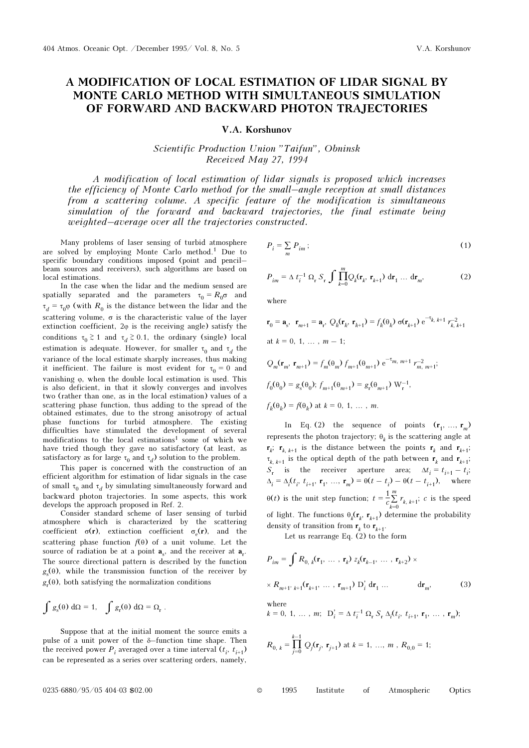# A MODIFICATION OF LOCAL ESTIMATION OF LIDAR SIGNAL BY MONTE CARLO METHOD WITH SIMULTANEOUS SIMULATION OF FORWARD AND BACKWARD PHOTON TRAJECTORIES

**V.A. Korshunov**

*Scientific Production Union "Taifun", Obninsk*
*Received May 27, 1994*

*A modification of local estimation of lidar signals is proposed which increases the efficiency of Monte Carlo method for the small–angle reception at small distances from a scattering volume. A specific feature of the modification is simultaneous simulation of the forward and backward trajectories, the final estimate being weighted–average over all the trajectories constructed.*

Many problems of laser sensing of turbid atmosphere are solved by employing Monte Carlo method.[1] Due to specific boundary conditions imposed (point and pencil–beam sources and receivers), such algorithms are based on local estimations.

In the case when the lidar and the medium sensed are spatially separated and the parameters $\tau_0 = R_0\sigma$ and $\tau_d = \tau_0\varphi$ (with $R_0$ is the distance between the lidar and the scattering volume, $\sigma$ is the characteristic value of the layer extinction coefficient, $2\varphi$ is the receiving angle) satisfy the conditions $\tau_0 \gtrsim 1$ and $\tau_d \gtrsim 0.1$, the ordinary (single) local estimation is adequate. However, for smaller $\tau_0$ and $\tau_d$ the variance of the local estimate sharply increases, thus making it inefficient. The failure is most evident for $\tau_0 = 0$ and vanishing $\varphi$, when the double local estimation is used. This is also deficient, in that it slowly converges and involves two (rather than one, as in the local estimation) values of a scattering phase function, thus adding to the spread of the obtained estimates, due to the strong anisotropy of actual phase functions for turbid atmosphere. The existing difficulties have stimulated the development of several modifications to the local estimations[1] some of which we have tried though they gave no satisfactory (at least, as satisfactory as for large $\tau_0$ and $\tau_d$) solution to the problem.

This paper is concerned with the construction of an efficient algorithm for estimation of lidar signals in the case of small $\tau_0$ and $\tau_d$ by simulating simultaneously forward and backward photon trajectories. In some aspects, this work develops the approach proposed in Ref. 2.

Consider standard scheme of laser sensing of turbid atmosphere which is characterized by the scattering coefficient $\sigma(\mathbf{r})$, extinction coefficient $\sigma_e(\mathbf{r})$, and the scattering phase function $f(\theta)$ of a unit volume. Let the source of radiation be at a point $\mathbf{a}_s$, and the receiver at $\mathbf{a}_r$. The source directional pattern is described by the function $g_s(\theta)$, while the transmission function of the receiver by $g_r(\theta)$, both satisfying the normalization conditions

$$\int g_s(\theta)\,d\Omega = 1, \quad \int g_r(\theta)\,d\Omega = \Omega_r\,.$$

Suppose that at the initial moment the source emits a pulse of a unit power of the $\delta$–function time shape. Then the received power $P_i$ averaged over a time interval $(t_i, t_{i+1})$ can be represented as a series over scattering orders, namely,

$$P_i = \sum_m P_{im}\,; \tag{1}$$

$$P_{im} = \Delta t_i^{-1}\,\Omega_r\,S_r \int \prod_{k=0}^{m} Q_k(\mathbf{r}_k, \mathbf{r}_{k+1})\,d\mathbf{r}_1 \ldots d\mathbf{r}_m, \tag{2}$$

where

$\mathbf{r}_0 = \mathbf{a}_s$, $\mathbf{r}_{m+1} = \mathbf{a}_r$, $Q_k(\mathbf{r}_k, \mathbf{r}_{k+1}) = f_k(\theta_k)\,\sigma(\mathbf{r}_{k+1})\,e^{-\tau_{k,\,k+1}}\,r_{k,\,k+1}^{-2}$

at $k = 0, 1, \ldots, m-1$;

$Q_m(\mathbf{r}_m, \mathbf{r}_{m+1}) = f_m(\theta_m)\,f_{m+1}(\theta_{m+1})\,e^{-\tau_{m,\,m+1}}\,r_{m,\,m+1}^{-2}$;

$f_0(\theta_0) = g_s(\theta_0)$; $f_{m+1}(\theta_{m+1}) = g_r(\theta_{m+1})\,W_r^{-1}$,

$f_k(\theta_k) = f(\theta_k)$ at $k = 0, 1, \ldots, m$.

In Eq. (2) the sequence of points $(\mathbf{r}_1, \ldots, \mathbf{r}_m)$ represents the photon trajectory; $\theta_k$ is the scattering angle at $\mathbf{r}_k$; $\mathbf{r}_{k,\,k+1}$ is the distance between the points $\mathbf{r}_k$ and $\mathbf{r}_{k+1}$; $\tau_{k,\,k+1}$ is the optical depth of the path between $\mathbf{r}_k$ and $\mathbf{r}_{k+1}$; $S_r$ is the receiver aperture area; $\Delta t_i = t_{i+1} - t_i$; $\Delta_i = \Delta_i(t_i, t_{i+1}, \mathbf{r}_1, \ldots, \mathbf{r}_m) = \theta(t - t_i) - \theta(t - t_{i+1})$, where $\theta(t)$ is the unit step function; $t = \frac{1}{c}\sum_{k=0}^{m} r_{k,\,k+1}$; $c$ is the speed of light. The functions $\theta_k(\mathbf{r}_k, \mathbf{r}_{k+1})$ determine the probability density of transition from $\mathbf{r}_k$ to $\mathbf{r}_{k+1}$.

Let us rearrange Eq. (2) to the form

$$P_{im} = \int R_{0,\,k}(\mathbf{r}_1, \ldots, \mathbf{r}_k)\,z_k(\mathbf{r}_{k-1}, \ldots, \mathbf{r}_{k+2}) \times$$

$$\times\, R_{m+1,\,k+1}(\mathbf{r}_{k+1}, \ldots, \mathbf{r}_{m+1})\,D_i'\,d\mathbf{r}_1 \ldots \qquad d\mathbf{r}_m, \tag{3}$$

where

$k = 0, 1, \ldots, m$; $D_i' = \Delta t_i^{-1}\,\Omega_r\,S_r\,\Delta_i(t_i, t_{i+1}, \mathbf{r}_1, \ldots, \mathbf{r}_m)$;

$$R_{0,\,k} = \prod_{j=0}^{k-1} Q_j(\mathbf{r}_j, \mathbf{r}_{j+1}) \text{ at } k = 1, \ldots, m\,,\; R_{0,0} = 1;$$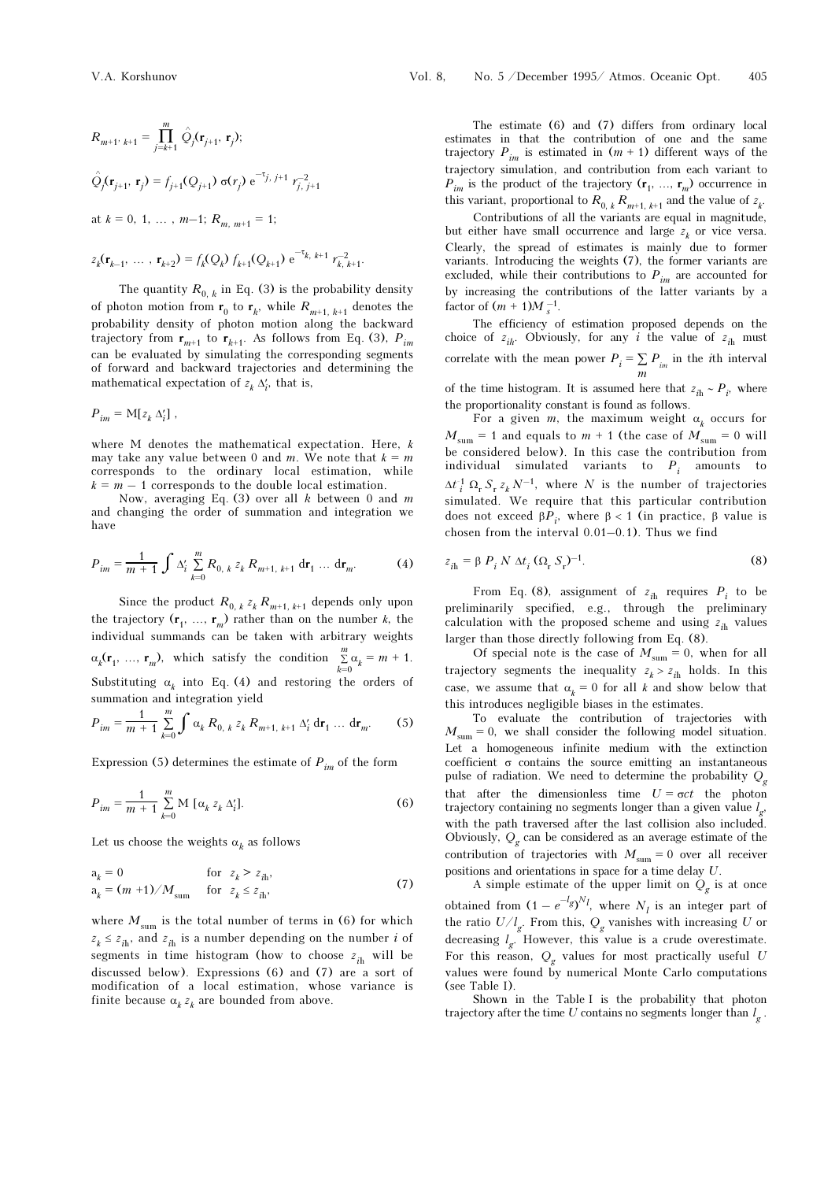$$R_{m+1,\,k+1} = \prod_{j=k+1}^{m} \hat{Q}_j(\mathbf{r}_{j+1},\, \mathbf{r}_j);$$

$$\hat{Q}_j(\mathbf{r}_{j+1},\, \mathbf{r}_j) = f_{j+1}(Q_{j+1})\, \sigma(r_j)\, e^{-\tau_{j,\,j+1}}\, r_{j,\,j+1}^{-2}$$

at $k = 0, 1, \ldots, m-1$; $R_{m,\,m+1} = 1$;

$$z_k(\mathbf{r}_{k-1},\, \ldots,\, \mathbf{r}_{k+2}) = f_k(Q_k)\, f_{k+1}(Q_{k+1})\, e^{-\tau_{k,\,k+1}}\, r_{k,\,k+1}^{-2}.$$

The quantity $R_{0,\,k}$ in Eq. (3) is the probability density of photon motion from $\mathbf{r}_0$ to $\mathbf{r}_k$, while $R_{m+1,\,k+1}$ denotes the probability density of photon motion along the backward trajectory from $\mathbf{r}_{m+1}$ to $\mathbf{r}_{k+1}$. As follows from Eq. (3), $P_{im}$ can be evaluated by simulating the corresponding segments of forward and backward trajectories and determining the mathematical expectation of $z_k\, \Delta'_i$, that is,

$$P_{im} = \mathrm{M}[z_k\, \Delta'_i]\,,$$

where M denotes the mathematical expectation. Here, $k$ may take any value between 0 and $m$. We note that $k = m$ corresponds to the ordinary local estimation, while $k = m-1$ corresponds to the double local estimation.

Now, averaging Eq. (3) over all $k$ between 0 and $m$ and changing the order of summation and integration we have

$$P_{im} = \frac{1}{m+1} \int \Delta'_i \sum_{k=0}^{m} R_{0,\,k}\, z_k\, R_{m+1,\,k+1}\, \mathrm{d}\mathbf{r}_1 \ldots \mathrm{d}\mathbf{r}_m. \tag{4}$$

Since the product $R_{0,\,k}\, z_k\, R_{m+1,\,k+1}$ depends only upon the trajectory $(\mathbf{r}_1, \ldots, \mathbf{r}_m)$ rather than on the number $k$, the individual summands can be taken with arbitrary weights $\alpha_k(\mathbf{r}_1, \ldots, \mathbf{r}_m)$, which satisfy the condition $\sum_{k=0}^{m} \alpha_k = m+1$. Substituting $\alpha_k$ into Eq. (4) and restoring the orders of summation and integration yield

$$P_{im} = \frac{1}{m+1} \sum_{k=0}^{m} \int \alpha_k\, R_{0,\,k}\, z_k\, R_{m+1,\,k+1}\, \Delta'_i\, \mathrm{d}\mathbf{r}_1 \ldots \mathrm{d}\mathbf{r}_m. \tag{5}$$

Expression (5) determines the estimate of $P_{im}$ of the form

$$P_{im} = \frac{1}{m+1} \sum_{k=0}^{m} \mathrm{M}\,[\alpha_k\, z_k\, \Delta'_i]. \tag{6}$$

Let us choose the weights $\alpha_k$ as follows

$$\begin{aligned} &a_k = 0 && \text{for } z_k > z_{i\mathrm{h}}, \\ &a_k = (m+1)/M_{\mathrm{sum}} && \text{for } z_k \le z_{i\mathrm{h}}, \end{aligned} \tag{7}$$

where $M_{\mathrm{sum}}$ is the total number of terms in (6) for which $z_k \le z_{i\mathrm{h}}$, and $z_{i\mathrm{h}}$ is a number depending on the number $i$ of segments in time histogram (how to choose $z_{i\mathrm{h}}$ will be discussed below). Expressions (6) and (7) are a sort of modification of a local estimation, whose variance is finite because $\alpha_k\, z_k$ are bounded from above.

The estimate (6) and (7) differs from ordinary local estimates in that the contribution of one and the same trajectory $P_{im}$ is estimated in $(m+1)$ different ways of the trajectory simulation, and contribution from each variant to $P_{im}$ is the product of the trajectory $(\mathbf{r}_1, \ldots, \mathbf{r}_m)$ occurrence in this variant, proportional to $R_{0,\,k}\, R_{m+1,\,k+1}$ and the value of $z_k$.

Contributions of all the variants are equal in magnitude, but either have small occurrence and large $z_k$ or vice versa. Clearly, the spread of estimates is mainly due to former variants. Introducing the weights (7), the former variants are excluded, while their contributions to $P_{im}$ are accounted for by increasing the contributions of the latter variants by a factor of $(m+1)M_s^{-1}$.

The efficiency of estimation proposed depends on the choice of $z_{i\mathrm{h}}$. Obviously, for any $i$ the value of $z_{i\mathrm{h}}$ must correlate with the mean power $P_i = \sum_m P_{im}$ in the $i$th interval of the time histogram. It is assumed here that $z_{i\mathrm{h}} \sim P_i$, where the proportionality constant is found as follows.

For a given $m$, the maximum weight $\alpha_k$ occurs for $M_{\mathrm{sum}} = 1$ and equals to $m+1$ (the case of $M_{\mathrm{sum}} = 0$ will be considered below). In this case the contribution from individual simulated variants to $P_i$ amounts to $\Delta t_i^{-1}\, \Omega_{\mathrm{r}}\, S_{\mathrm{r}}\, z_k\, N^{-1}$, where $N$ is the number of trajectories simulated. We require that this particular contribution does not exceed $\beta P_i$, where $\beta < 1$ (in practice, $\beta$ value is chosen from the interval 0.01–0.1). Thus we find

$$z_{i\mathrm{h}} = \beta\, P_i\, N\, \Delta t_i\, (\Omega_{\mathrm{r}}\, S_{\mathrm{r}})^{-1}. \tag{8}$$

From Eq. (8), assignment of $z_{i\mathrm{h}}$ requires $P_i$ to be preliminarily specified, e.g., through the preliminary calculation with the proposed scheme and using $z_{i\mathrm{h}}$ values larger than those directly following from Eq. (8).

Of special note is the case of $M_{\mathrm{sum}} = 0$, when for all trajectory segments the inequality $z_k > z_{i\mathrm{h}}$ holds. In this case, we assume that $\alpha_k = 0$ for all $k$ and show below that this introduces negligible biases in the estimates.

To evaluate the contribution of trajectories with $M_{\mathrm{sum}} = 0$, we shall consider the following model situation. Let a homogeneous infinite medium with the extinction coefficient $\sigma$ contains the source emitting an instantaneous pulse of radiation. We need to determine the probability $Q_g$ that after the dimensionless time $U = \sigma ct$ the photon trajectory containing no segments longer than a given value $l_g$, with the path traversed after the last collision also included. Obviously, $Q_g$ can be considered as an average estimate of the contribution of trajectories with $M_{\mathrm{sum}} = 0$ over all receiver positions and orientations in space for a time delay $U$.

A simple estimate of the upper limit on $Q_g$ is at once obtained from $(1 - e^{-l_g})^{N_l}$, where $N_l$ is an integer part of the ratio $U/l_g$. From this, $Q_g$ vanishes with increasing $U$ or decreasing $l_g$. However, this value is a crude overestimate. For this reason, $Q_g$ values for most practically useful $U$ values were found by numerical Monte Carlo computations (see Table I).

Shown in the Table I is the probability that photon trajectory after the time $U$ contains no segments longer than $l_g$.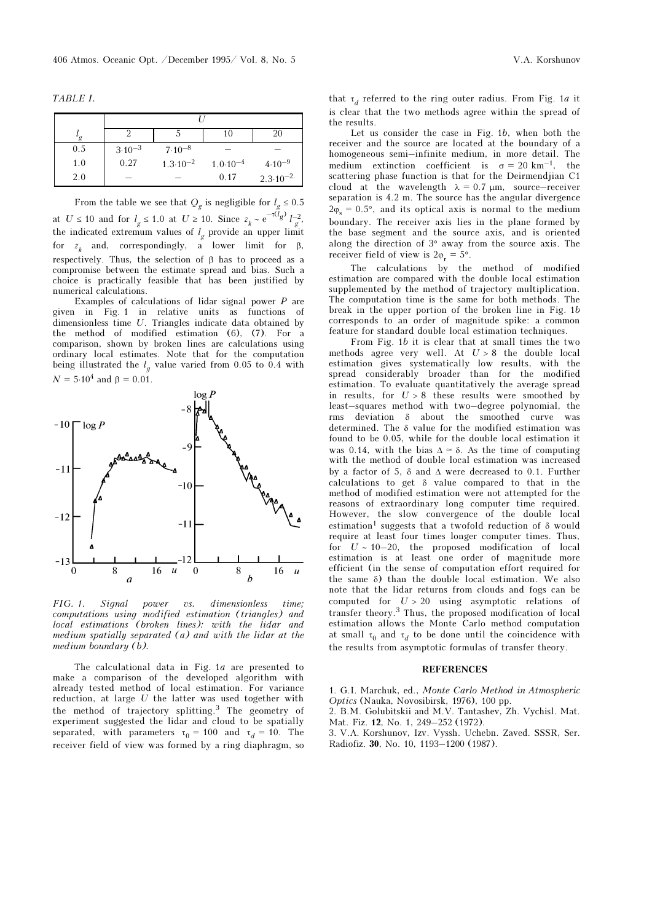TABLE I.

| $l_g$ | $U$ | | | |
|---|---|---|---|---|
| | 2 | 5 | 10 | 20 |
| 0.5 | $3\cdot10^{-3}$ | $7\cdot10^{-8}$ | – | – |
| 1.0 | 0.27 | $1.3\cdot10^{-2}$ | $1.0\cdot10^{-4}$ | $4\cdot10^{-9}$ |
| 2.0 | – | – | 0.17 | $2.3\cdot10^{-2}$ |

From the table we see that $Q_g$ is negligible for $l_g \le 0.5$ at $U \le 10$ and for $l_g \le 1.0$ at $U \ge 10$. Since $z_k \sim e^{-\tau(l_g)} l_g^{-2}$, the indicated extremum values of $l_g$ provide an upper limit for $z_k$ and, correspondingly, a lower limit for $\beta$, respectively. Thus, the selection of $\beta$ has to proceed as a compromise between the estimate spread and bias. Such a choice is practically feasible that has been justified by numerical calculations.

Examples of calculations of lidar signal power $P$ are given in Fig. 1 in relative units as functions of dimensionless time $U$. Triangles indicate data obtained by the method of modified estimation (6), (7). For a comparison, shown by broken lines are calculations using ordinary local estimates. Note that for the computation being illustrated the $l_g$ value varied from 0.05 to 0.4 with $N = 5\cdot10^4$ and $\beta = 0.01$.

log P
-10
-11
-12
-13
0 8 16 u
a

log P
-8
-9
-10
-11
-12
0 8 16 u
b

*FIG. 1. Signal power vs. dimensionless time; computations using modified estimation (triangles) and local estimations (broken lines): with the lidar and medium spatially separated (a) and with the lidar at the medium boundary (b).*

The calculational data in Fig. 1*a* are presented to make a comparison of the developed algorithm with already tested method of local estimation. For variance reduction, at large $U$ the latter was used together with the method of trajectory splitting.[3] The geometry of experiment suggested the lidar and cloud to be spatially separated, with parameters $\tau_0 = 100$ and $\tau_d = 10$. The receiver field of view was formed by a ring diaphragm, so that $\tau_d$ referred to the ring outer radius. From Fig. 1*a* it is clear that the two methods agree within the spread of the results.

Let us consider the case in Fig. 1*b*, when both the receiver and the source are located at the boundary of a homogeneous semi–infinite medium, in more detail. The medium extinction coefficient is $\sigma = 20$ km$^{-1}$, the scattering phase function is that for the Deirmendjian C1 cloud at the wavelength $\lambda = 0.7$ μm, source–receiver separation is 4.2 m. The source has the angular divergence $2\varphi_s = 0.5°$, and its optical axis is normal to the medium boundary. The receiver axis lies in the plane formed by the base segment and the source axis, and is oriented along the direction of 3° away from the source axis. The receiver field of view is $2\varphi_r = 5°$.

The calculations by the method of modified estimation are compared with the double local estimation supplemented by the method of trajectory multiplication. The computation time is the same for both methods. The break in the upper portion of the broken line in Fig. 1*b* corresponds to an order of magnitude spike: a common feature for standard double local estimation techniques.

From Fig. 1*b* it is clear that at small times the two methods agree very well. At $U > 8$ the double local estimation gives systematically low results, with the spread considerably broader than for the modified estimation. To evaluate quantitatively the average spread in results, for $U > 8$ these results were smoothed by least–squares method with two–degree polynomial, the rms deviation $\delta$ about the smoothed curve was determined. The $\delta$ value for the modified estimation was found to be 0.05, while for the double local estimation it was 0.14, with the bias $\Delta \simeq \delta$. As the time of computing with the method of double local estimation was increased by a factor of 5, $\delta$ and $\Delta$ were decreased to 0.1. Further calculations to get $\delta$ value compared to that in the method of modified estimation were not attempted for the reasons of extraordinary long computer time required. However, the slow convergence of the double local estimation[1] suggests that a twofold reduction of $\delta$ would require at least four times longer computer times. Thus, for $U \sim 10$–$20$, the proposed modification of local estimation is at least one order of magnitude more efficient (in the sense of computation effort required for the same $\delta$) than the double local estimation. We also note that the lidar returns from clouds and fogs can be computed for $U > 20$ using asymptotic relations of transfer theory.[3] Thus, the proposed modification of local estimation allows the Monte Carlo method computation at small $\tau_0$ and $\tau_d$ to be done until the coincidence with the results from asymptotic formulas of transfer theory.

## REFERENCES

1. G.I. Marchuk, ed., *Monte Carlo Method in Atmospheric Optics* (Nauka, Novosibirsk, 1976), 100 pp.
2. B.M. Golubitskii and M.V. Tantashev, Zh. Vychisl. Mat. Mat. Fiz. **12**, No. 1, 249–252 (1972).
3. V.A. Korshunov, Izv. Vyssh. Uchebn. Zaved. SSSR, Ser. Radiofiz. **30**, No. 10, 1193–1200 (1987).